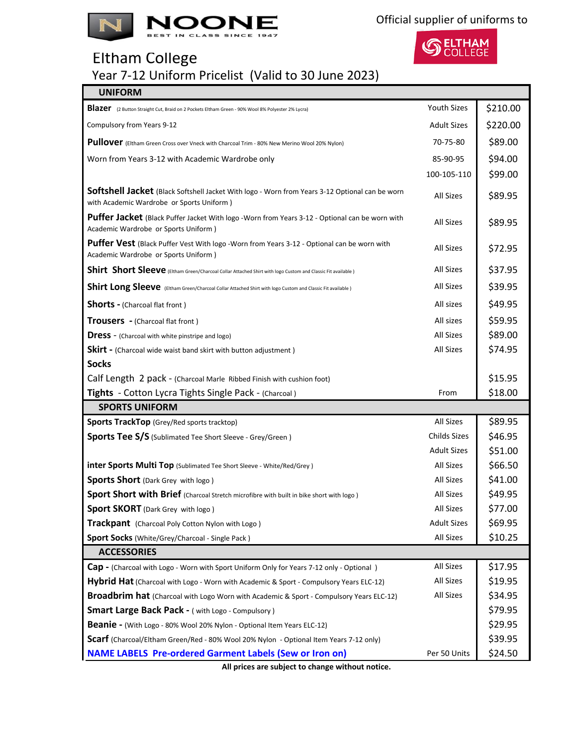**NOONE** BEST IN CLASS SINCE 1947

Official supplier of uniforms to ELTHAM COLLEGE

# Eltham College

## Year 7-12 Uniform Pricelist (Valid to 30 June 2023)

| UNIFORM | | |
|---|---|---|
| **Blazer** (2 Button Straight Cut, Braid on 2 Pockets Eltham Green - 90% Wool 8% Polyester 2% Lycra) | Youth Sizes | $210.00 |
| Compulsory from Years 9-12 | Adult Sizes | $220.00 |
| **Pullover** (Eltham Green Cross over Vneck with Charcoal Trim - 80% New Merino Wool 20% Nylon) | 70-75-80 | $89.00 |
| Worn from Years 3-12 with Academic Wardrobe only | 85-90-95 | $94.00 |
| | 100-105-110 | $99.00 |
| **Softshell Jacket** (Black Softshell Jacket With logo - Worn from Years 3-12 Optional can be worn with Academic Wardrobe or Sports Uniform ) | All Sizes | $89.95 |
| **Puffer Jacket** (Black Puffer Jacket With logo -Worn from Years 3-12 - Optional can be worn with Academic Wardrobe or Sports Uniform ) | All Sizes | $89.95 |
| **Puffer Vest** (Black Puffer Vest With logo -Worn from Years 3-12 - Optional can be worn with Academic Wardrobe or Sports Uniform ) | All Sizes | $72.95 |
| **Shirt Short Sleeve** (Eltham Green/Charcoal Collar Attached Shirt with logo Custom and Classic Fit available ) | All Sizes | $37.95 |
| **Shirt Long Sleeve** (Eltham Green/Charcoal Collar Attached Shirt with logo Custom and Classic Fit available ) | All Sizes | $39.95 |
| **Shorts -** (Charcoal flat front ) | All sizes | $49.95 |
| **Trousers -** (Charcoal flat front ) | All sizes | $59.95 |
| **Dress** - (Charcoal with white pinstripe and logo) | All Sizes | $89.00 |
| **Skirt -** (Charcoal wide waist band skirt with button adjustment ) | All Sizes | $74.95 |
| **Socks** | | |
| Calf Length 2 pack - (Charcoal Marle Ribbed Finish with cushion foot) | | $15.95 |
| **Tights** - Cotton Lycra Tights Single Pack - (Charcoal ) | From | $18.00 |
| **SPORTS UNIFORM** | | |
| **Sports TrackTop** (Grey/Red sports tracktop) | All Sizes | $89.95 |
| **Sports Tee S/S** (Sublimated Tee Short Sleeve - Grey/Green ) | Childs Sizes | $46.95 |
| | Adult Sizes | $51.00 |
| **inter Sports Multi Top** (Sublimated Tee Short Sleeve - White/Red/Grey ) | All Sizes | $66.50 |
| **Sports Short** (Dark Grey with logo ) | All Sizes | $41.00 |
| **Sport Short with Brief** (Charcoal Stretch microfibre with built in bike short with logo ) | All Sizes | $49.95 |
| **Sport SKORT** (Dark Grey with logo ) | All Sizes | $77.00 |
| **Trackpant** (Charcoal Poly Cotton Nylon with Logo ) | Adult Sizes | $69.95 |
| **Sport Socks** (White/Grey/Charcoal - Single Pack ) | All Sizes | $10.25 |
| **ACCESSORIES** | | |
| **Cap -** (Charcoal with Logo - Worn with Sport Uniform Only for Years 7-12 only - Optional ) | All Sizes | $17.95 |
| **Hybrid Hat** (Charcoal with Logo - Worn with Academic & Sport - Compulsory Years ELC-12) | All Sizes | $19.95 |
| **Broadbrim hat** (Charcoal with Logo Worn with Academic & Sport - Compulsory Years ELC-12) | All Sizes | $34.95 |
| **Smart Large Back Pack -** ( with Logo - Compulsory ) | | $79.95 |
| **Beanie -** (With Logo - 80% Wool 20% Nylon - Optional Item Years ELC-12) | | $29.95 |
| **Scarf** (Charcoal/Eltham Green/Red - 80% Wool 20% Nylon - Optional Item Years 7-12 only) | | $39.95 |
| **NAME LABELS Pre-ordered Garment Labels (Sew or Iron on)** | Per 50 Units | $24.50 |

**All prices are subject to change without notice.**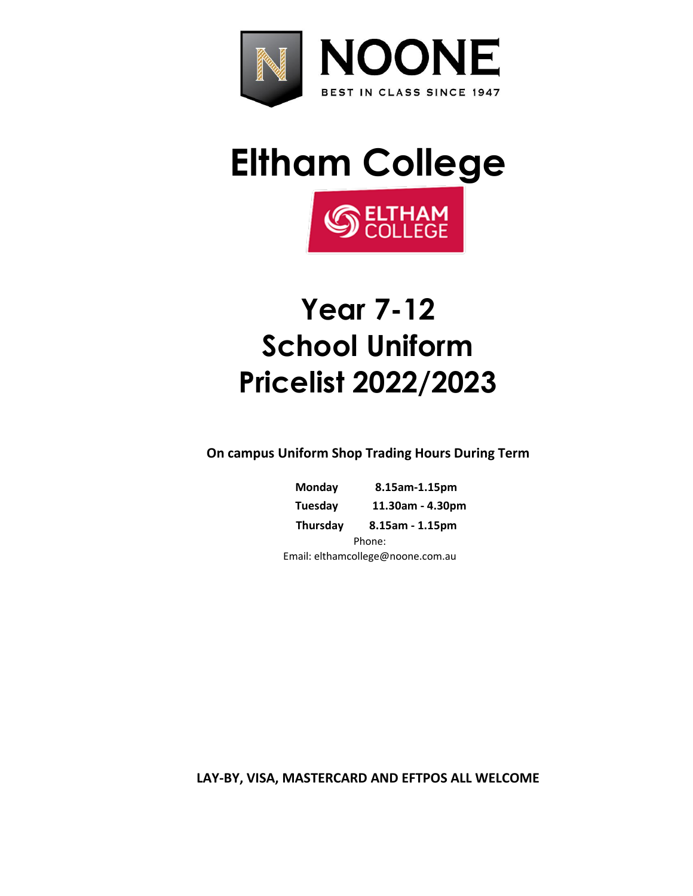NOONE

BEST IN CLASS SINCE 1947

# Eltham College

ELTHAM COLLEGE

# Year 7-12 School Uniform Pricelist 2022/2023

**On campus Uniform Shop Trading Hours During Term**

| | |
|---|---|
| **Monday** | **8.15am-1.15pm** |
| **Tuesday** | **11.30am - 4.30pm** |
| **Thursday** | **8.15am - 1.15pm** |

Phone:

Email: elthamcollege@noone.com.au

**LAY-BY, VISA, MASTERCARD AND EFTPOS ALL WELCOME**